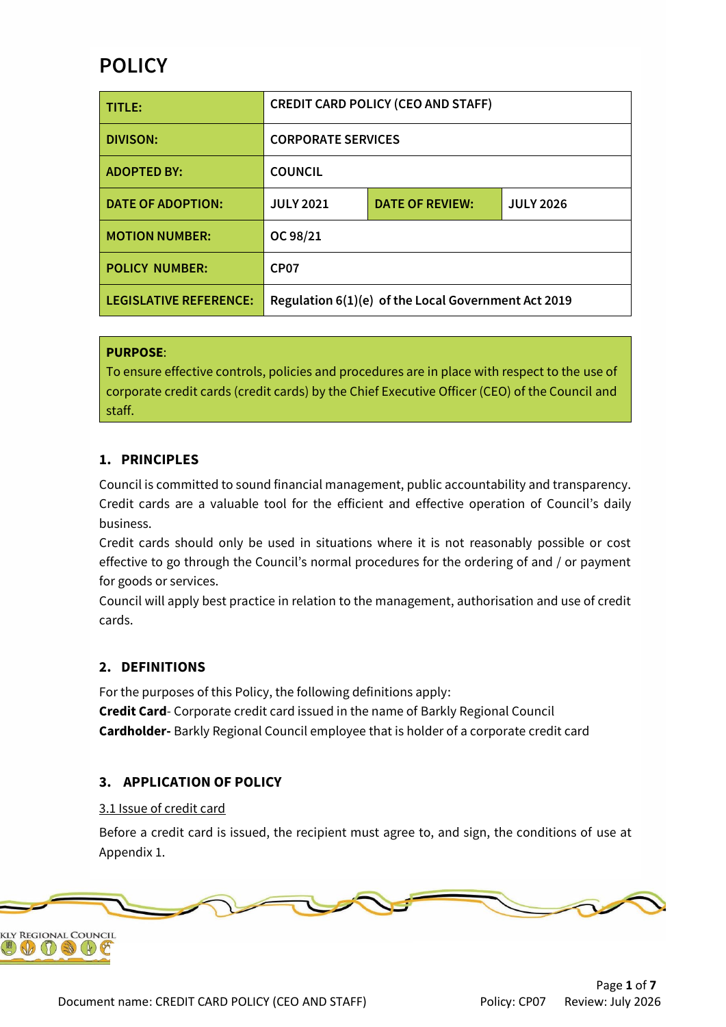# POLICY

| TITLE: | CREDIT CARD POLICY (CEO AND STAFF) | | |
|---|---|---|---|
| DIVISON: | CORPORATE SERVICES | | |
| ADOPTED BY: | COUNCIL | | |
| DATE OF ADOPTION: | JULY 2021 | DATE OF REVIEW: | JULY 2026 |
| MOTION NUMBER: | OC 98/21 | | |
| POLICY NUMBER: | CP07 | | |
| LEGISLATIVE REFERENCE: | Regulation 6(1)(e) of the Local Government Act 2019 | | |

**PURPOSE**:
To ensure effective controls, policies and procedures are in place with respect to the use of corporate credit cards (credit cards) by the Chief Executive Officer (CEO) of the Council and staff.

## 1. PRINCIPLES

Council is committed to sound financial management, public accountability and transparency. Credit cards are a valuable tool for the efficient and effective operation of Council's daily business.

Credit cards should only be used in situations where it is not reasonably possible or cost effective to go through the Council's normal procedures for the ordering of and / or payment for goods or services.

Council will apply best practice in relation to the management, authorisation and use of credit cards.

## 2. DEFINITIONS

For the purposes of this Policy, the following definitions apply:

**Credit Card**- Corporate credit card issued in the name of Barkly Regional Council

**Cardholder-** Barkly Regional Council employee that is holder of a corporate credit card

## 3. APPLICATION OF POLICY

3.1 Issue of credit card

Before a credit card is issued, the recipient must agree to, and sign, the conditions of use at Appendix 1.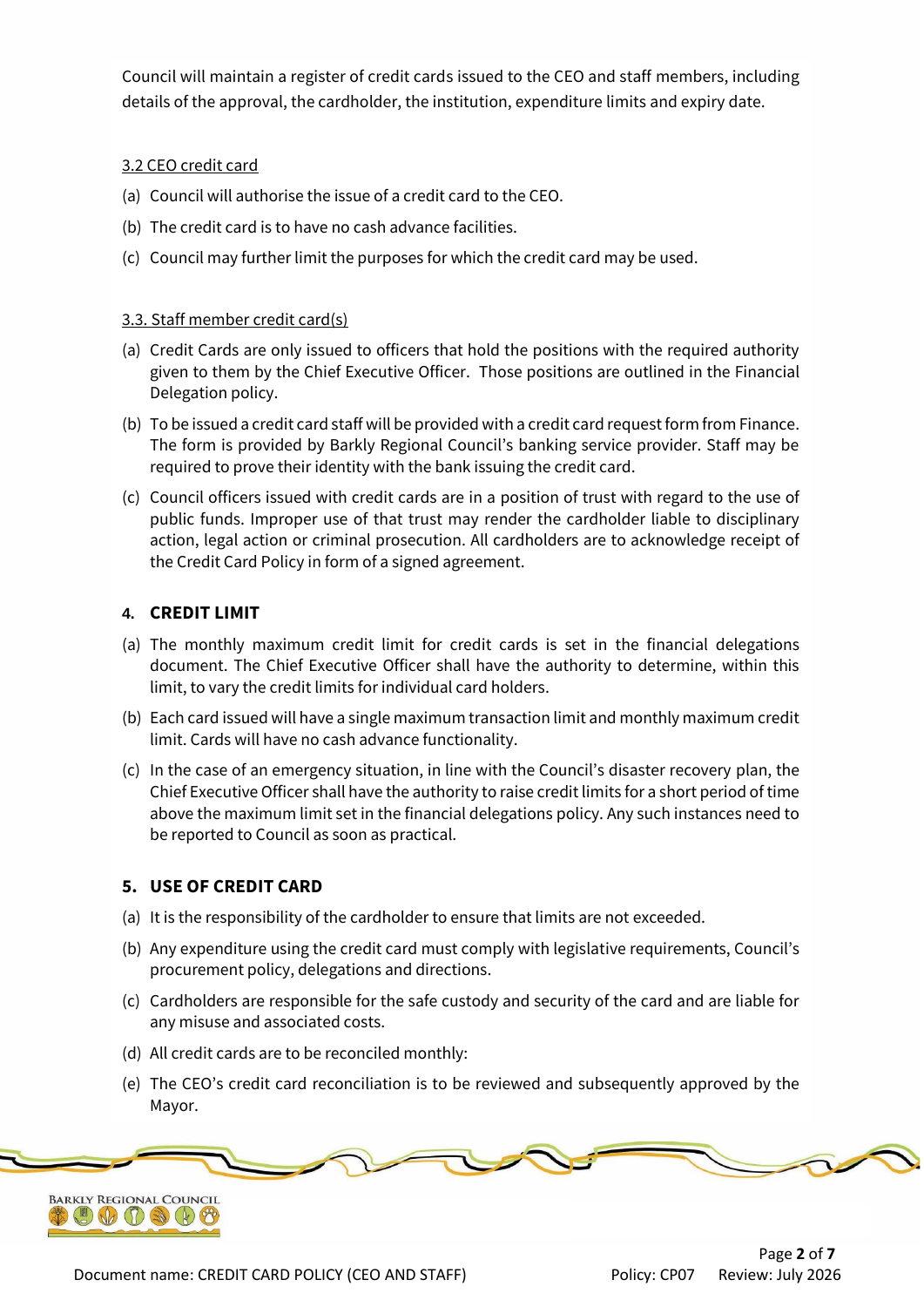Council will maintain a register of credit cards issued to the CEO and staff members, including details of the approval, the cardholder, the institution, expenditure limits and expiry date.

3.2 CEO credit card

(a) Council will authorise the issue of a credit card to the CEO.

(b) The credit card is to have no cash advance facilities.

(c) Council may further limit the purposes for which the credit card may be used.

3.3. Staff member credit card(s)

(a) Credit Cards are only issued to officers that hold the positions with the required authority given to them by the Chief Executive Officer. Those positions are outlined in the Financial Delegation policy.

(b) To be issued a credit card staff will be provided with a credit card request form from Finance. The form is provided by Barkly Regional Council's banking service provider. Staff may be required to prove their identity with the bank issuing the credit card.

(c) Council officers issued with credit cards are in a position of trust with regard to the use of public funds. Improper use of that trust may render the cardholder liable to disciplinary action, legal action or criminal prosecution. All cardholders are to acknowledge receipt of the Credit Card Policy in form of a signed agreement.

## 4. CREDIT LIMIT

(a) The monthly maximum credit limit for credit cards is set in the financial delegations document. The Chief Executive Officer shall have the authority to determine, within this limit, to vary the credit limits for individual card holders.

(b) Each card issued will have a single maximum transaction limit and monthly maximum credit limit. Cards will have no cash advance functionality.

(c) In the case of an emergency situation, in line with the Council's disaster recovery plan, the Chief Executive Officer shall have the authority to raise credit limits for a short period of time above the maximum limit set in the financial delegations policy. Any such instances need to be reported to Council as soon as practical.

## 5. USE OF CREDIT CARD

(a) It is the responsibility of the cardholder to ensure that limits are not exceeded.

(b) Any expenditure using the credit card must comply with legislative requirements, Council's procurement policy, delegations and directions.

(c) Cardholders are responsible for the safe custody and security of the card and are liable for any misuse and associated costs.

(d) All credit cards are to be reconciled monthly:

(e) The CEO's credit card reconciliation is to be reviewed and subsequently approved by the Mayor.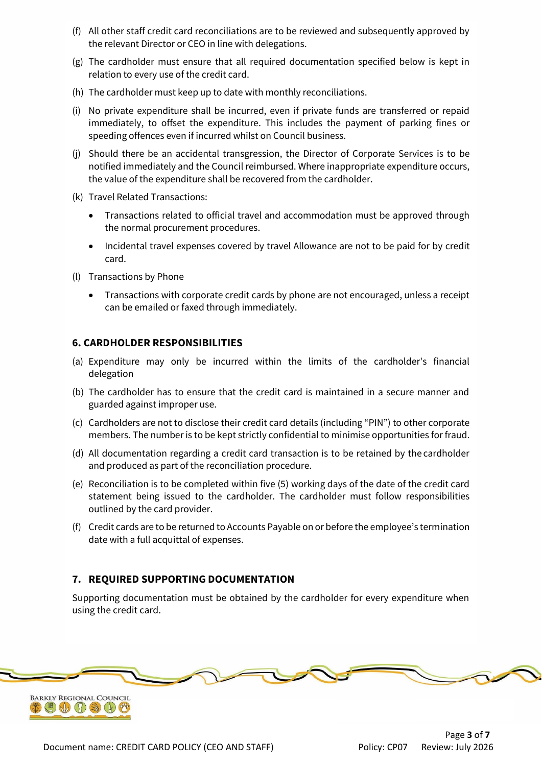(f) All other staff credit card reconciliations are to be reviewed and subsequently approved by the relevant Director or CEO in line with delegations.

(g) The cardholder must ensure that all required documentation specified below is kept in relation to every use of the credit card.

(h) The cardholder must keep up to date with monthly reconciliations.

(i) No private expenditure shall be incurred, even if private funds are transferred or repaid immediately, to offset the expenditure. This includes the payment of parking fines or speeding offences even if incurred whilst on Council business.

(j) Should there be an accidental transgression, the Director of Corporate Services is to be notified immediately and the Council reimbursed. Where inappropriate expenditure occurs, the value of the expenditure shall be recovered from the cardholder.

(k) Travel Related Transactions:

- Transactions related to official travel and accommodation must be approved through the normal procurement procedures.
- Incidental travel expenses covered by travel Allowance are not to be paid for by credit card.

(l) Transactions by Phone

- Transactions with corporate credit cards by phone are not encouraged, unless a receipt can be emailed or faxed through immediately.

## 6. CARDHOLDER RESPONSIBILITIES

(a) Expenditure may only be incurred within the limits of the cardholder's financial delegation

(b) The cardholder has to ensure that the credit card is maintained in a secure manner and guarded against improper use.

(c) Cardholders are not to disclose their credit card details (including "PIN") to other corporate members. The number is to be kept strictly confidential to minimise opportunities for fraud.

(d) All documentation regarding a credit card transaction is to be retained by the cardholder and produced as part of the reconciliation procedure.

(e) Reconciliation is to be completed within five (5) working days of the date of the credit card statement being issued to the cardholder. The cardholder must follow responsibilities outlined by the card provider.

(f) Credit cards are to be returned to Accounts Payable on or before the employee's termination date with a full acquittal of expenses.

## 7. REQUIRED SUPPORTING DOCUMENTATION

Supporting documentation must be obtained by the cardholder for every expenditure when using the credit card.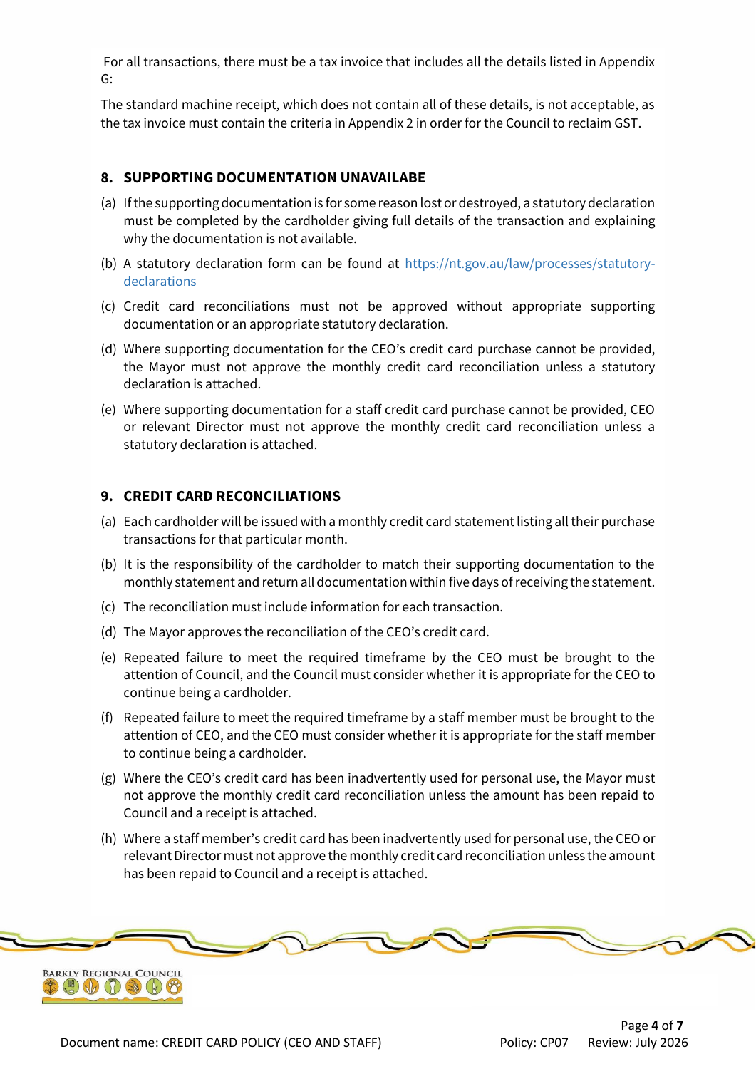For all transactions, there must be a tax invoice that includes all the details listed in Appendix G:

The standard machine receipt, which does not contain all of these details, is not acceptable, as the tax invoice must contain the criteria in Appendix 2 in order for the Council to reclaim GST.

## 8. SUPPORTING DOCUMENTATION UNAVAILABE

(a) If the supporting documentation is for some reason lost or destroyed, a statutory declaration must be completed by the cardholder giving full details of the transaction and explaining why the documentation is not available.

(b) A statutory declaration form can be found at https://nt.gov.au/law/processes/statutory-declarations

(c) Credit card reconciliations must not be approved without appropriate supporting documentation or an appropriate statutory declaration.

(d) Where supporting documentation for the CEO's credit card purchase cannot be provided, the Mayor must not approve the monthly credit card reconciliation unless a statutory declaration is attached.

(e) Where supporting documentation for a staff credit card purchase cannot be provided, CEO or relevant Director must not approve the monthly credit card reconciliation unless a statutory declaration is attached.

## 9. CREDIT CARD RECONCILIATIONS

(a) Each cardholder will be issued with a monthly credit card statement listing all their purchase transactions for that particular month.

(b) It is the responsibility of the cardholder to match their supporting documentation to the monthly statement and return all documentation within five days of receiving the statement.

(c) The reconciliation must include information for each transaction.

(d) The Mayor approves the reconciliation of the CEO's credit card.

(e) Repeated failure to meet the required timeframe by the CEO must be brought to the attention of Council, and the Council must consider whether it is appropriate for the CEO to continue being a cardholder.

(f) Repeated failure to meet the required timeframe by a staff member must be brought to the attention of CEO, and the CEO must consider whether it is appropriate for the staff member to continue being a cardholder.

(g) Where the CEO's credit card has been inadvertently used for personal use, the Mayor must not approve the monthly credit card reconciliation unless the amount has been repaid to Council and a receipt is attached.

(h) Where a staff member's credit card has been inadvertently used for personal use, the CEO or relevant Director must not approve the monthly credit card reconciliation unless the amount has been repaid to Council and a receipt is attached.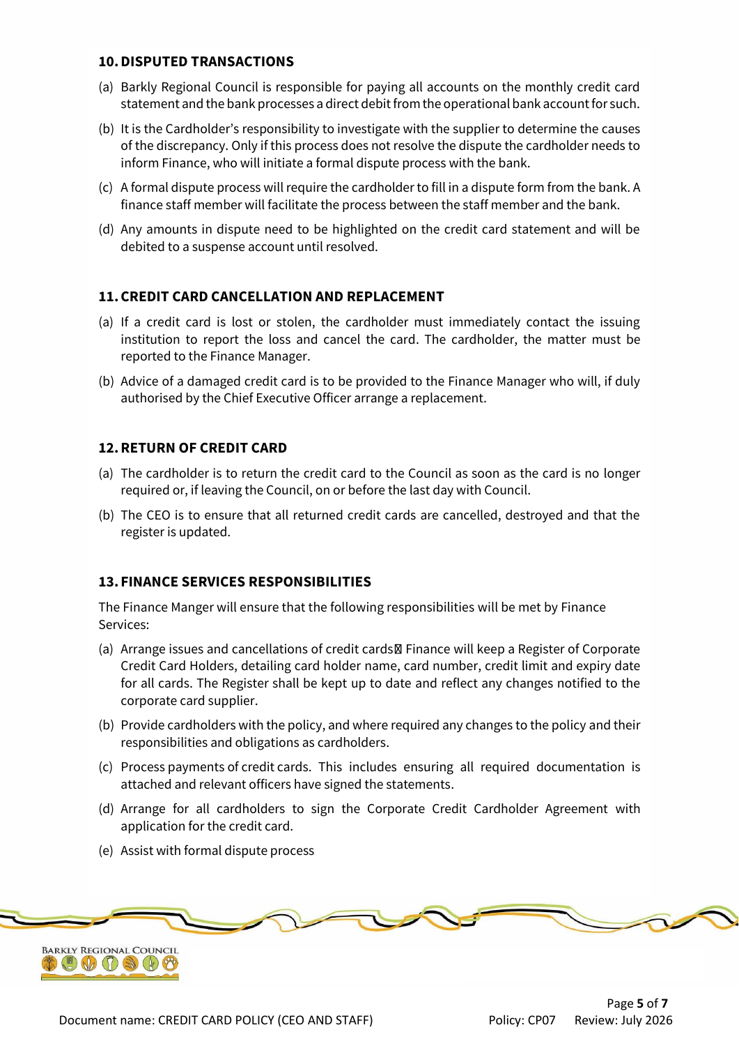## 10. DISPUTED TRANSACTIONS

(a) Barkly Regional Council is responsible for paying all accounts on the monthly credit card statement and the bank processes a direct debit from the operational bank account for such.

(b) It is the Cardholder's responsibility to investigate with the supplier to determine the causes of the discrepancy. Only if this process does not resolve the dispute the cardholder needs to inform Finance, who will initiate a formal dispute process with the bank.

(c) A formal dispute process will require the cardholder to fill in a dispute form from the bank. A finance staff member will facilitate the process between the staff member and the bank.

(d) Any amounts in dispute need to be highlighted on the credit card statement and will be debited to a suspense account until resolved.

## 11. CREDIT CARD CANCELLATION AND REPLACEMENT

(a) If a credit card is lost or stolen, the cardholder must immediately contact the issuing institution to report the loss and cancel the card. The cardholder, the matter must be reported to the Finance Manager.

(b) Advice of a damaged credit card is to be provided to the Finance Manager who will, if duly authorised by the Chief Executive Officer arrange a replacement.

## 12. RETURN OF CREDIT CARD

(a) The cardholder is to return the credit card to the Council as soon as the card is no longer required or, if leaving the Council, on or before the last day with Council.

(b) The CEO is to ensure that all returned credit cards are cancelled, destroyed and that the register is updated.

## 13. FINANCE SERVICES RESPONSIBILITIES

The Finance Manger will ensure that the following responsibilities will be met by Finance Services:

(a) Arrange issues and cancellations of credit cards Finance will keep a Register of Corporate Credit Card Holders, detailing card holder name, card number, credit limit and expiry date for all cards. The Register shall be kept up to date and reflect any changes notified to the corporate card supplier.

(b) Provide cardholders with the policy, and where required any changes to the policy and their responsibilities and obligations as cardholders.

(c) Process payments of credit cards. This includes ensuring all required documentation is attached and relevant officers have signed the statements.

(d) Arrange for all cardholders to sign the Corporate Credit Cardholder Agreement with application for the credit card.

(e) Assist with formal dispute process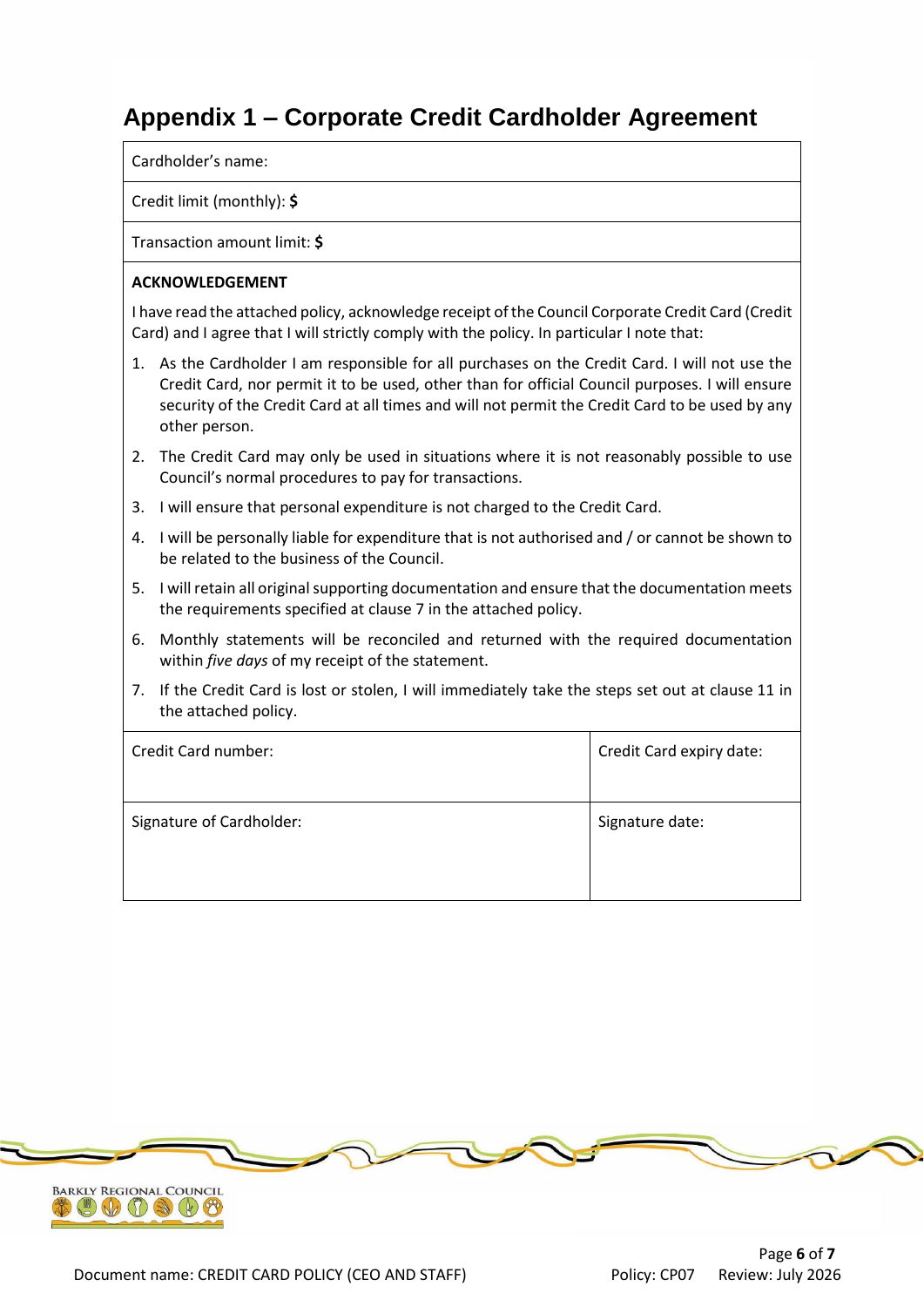## Appendix 1 – Corporate Credit Cardholder Agreement

| Cardholder's name: | |
|---|---|
| Credit limit (monthly): **$** | |
| Transaction amount limit: **$** | |

**ACKNOWLEDGEMENT**

I have read the attached policy, acknowledge receipt of the Council Corporate Credit Card (Credit Card) and I agree that I will strictly comply with the policy. In particular I note that:

1. As the Cardholder I am responsible for all purchases on the Credit Card. I will not use the Credit Card, nor permit it to be used, other than for official Council purposes. I will ensure security of the Credit Card at all times and will not permit the Credit Card to be used by any other person.
2. The Credit Card may only be used in situations where it is not reasonably possible to use Council's normal procedures to pay for transactions.
3. I will ensure that personal expenditure is not charged to the Credit Card.
4. I will be personally liable for expenditure that is not authorised and / or cannot be shown to be related to the business of the Council.
5. I will retain all original supporting documentation and ensure that the documentation meets the requirements specified at clause 7 in the attached policy.
6. Monthly statements will be reconciled and returned with the required documentation within *five days* of my receipt of the statement.
7. If the Credit Card is lost or stolen, I will immediately take the steps set out at clause 11 in the attached policy.

| Credit Card number: | Credit Card expiry date: |
|---|---|
| Signature of Cardholder: | Signature date: |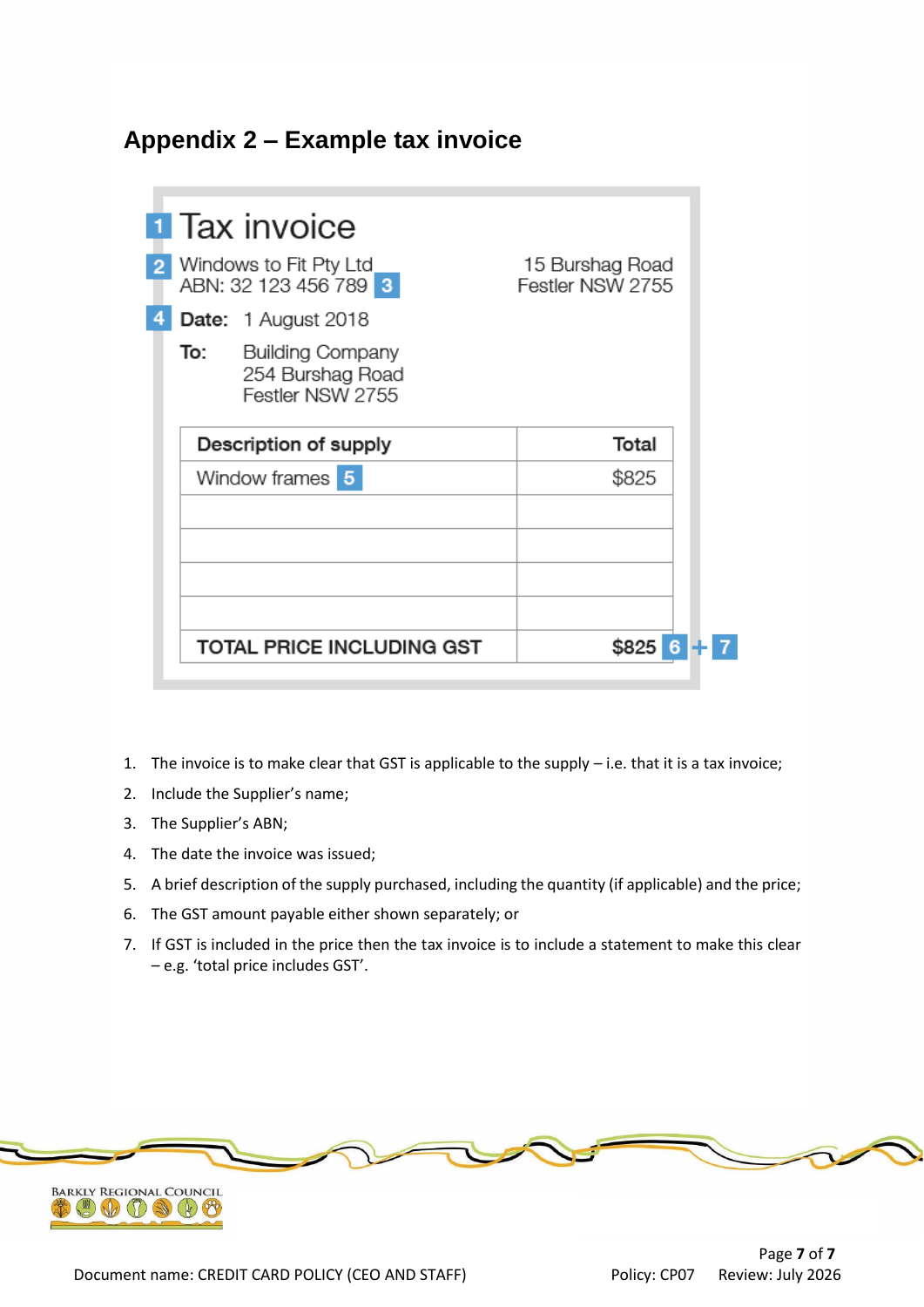## Appendix 2 – Example tax invoice

1 **Tax invoice**

2 Windows to Fit Pty Ltd
ABN: 32 123 456 789 3

15 Burshag Road
Festler NSW 2755

4 **Date:** 1 August 2018

**To:** Building Company
254 Burshag Road
Festler NSW 2755

| Description of supply | Total |
|---|---|
| Window frames 5 | $825 |
| | |
| | |
| | |
| | |
| **TOTAL PRICE INCLUDING GST** | **$825** 6 + 7 |

1. The invoice is to make clear that GST is applicable to the supply – i.e. that it is a tax invoice;
2. Include the Supplier's name;
3. The Supplier's ABN;
4. The date the invoice was issued;
5. A brief description of the supply purchased, including the quantity (if applicable) and the price;
6. The GST amount payable either shown separately; or
7. If GST is included in the price then the tax invoice is to include a statement to make this clear – e.g. 'total price includes GST'.